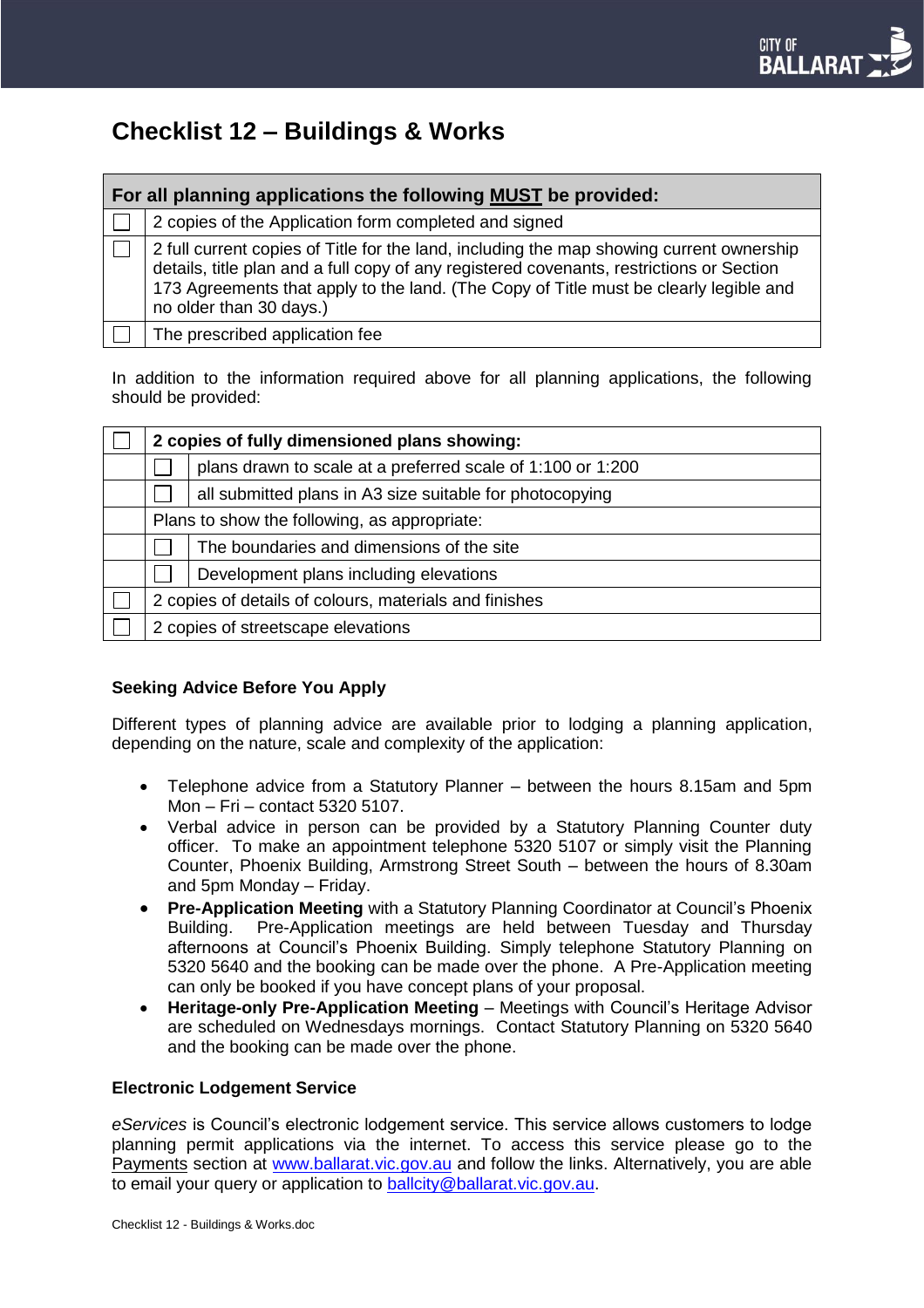# Checklist 12 – Buildings & Works

| | For all planning applications the following **MUST** be provided: |
|---|---|
| ☐ | 2 copies of the Application form completed and signed |
| ☐ | 2 full current copies of Title for the land, including the map showing current ownership details, title plan and a full copy of any registered covenants, restrictions or Section 173 Agreements that apply to the land. (The Copy of Title must be clearly legible and no older than 30 days.) |
| ☐ | The prescribed application fee |

In addition to the information required above for all planning applications, the following should be provided:

| | | |
|---|---|---|
| ☐ | **2 copies of fully dimensioned plans showing:** | |
| | ☐ | plans drawn to scale at a preferred scale of 1:100 or 1:200 |
| | ☐ | all submitted plans in A3 size suitable for photocopying |
| | Plans to show the following, as appropriate: | |
| | ☐ | The boundaries and dimensions of the site |
| | ☐ | Development plans including elevations |
| ☐ | 2 copies of details of colours, materials and finishes | |
| ☐ | 2 copies of streetscape elevations | |

### Seeking Advice Before You Apply

Different types of planning advice are available prior to lodging a planning application, depending on the nature, scale and complexity of the application:

- Telephone advice from a Statutory Planner – between the hours 8.15am and 5pm Mon – Fri – contact 5320 5107.
- Verbal advice in person can be provided by a Statutory Planning Counter duty officer. To make an appointment telephone 5320 5107 or simply visit the Planning Counter, Phoenix Building, Armstrong Street South – between the hours of 8.30am and 5pm Monday – Friday.
- **Pre-Application Meeting** with a Statutory Planning Coordinator at Council's Phoenix Building. Pre-Application meetings are held between Tuesday and Thursday afternoons at Council's Phoenix Building. Simply telephone Statutory Planning on 5320 5640 and the booking can be made over the phone. A Pre-Application meeting can only be booked if you have concept plans of your proposal.
- **Heritage-only Pre-Application Meeting** – Meetings with Council's Heritage Advisor are scheduled on Wednesdays mornings. Contact Statutory Planning on 5320 5640 and the booking can be made over the phone.

### Electronic Lodgement Service

*eServices* is Council's electronic lodgement service. This service allows customers to lodge planning permit applications via the internet. To access this service please go to the Payments section at www.ballarat.vic.gov.au and follow the links. Alternatively, you are able to email your query or application to ballcity@ballarat.vic.gov.au.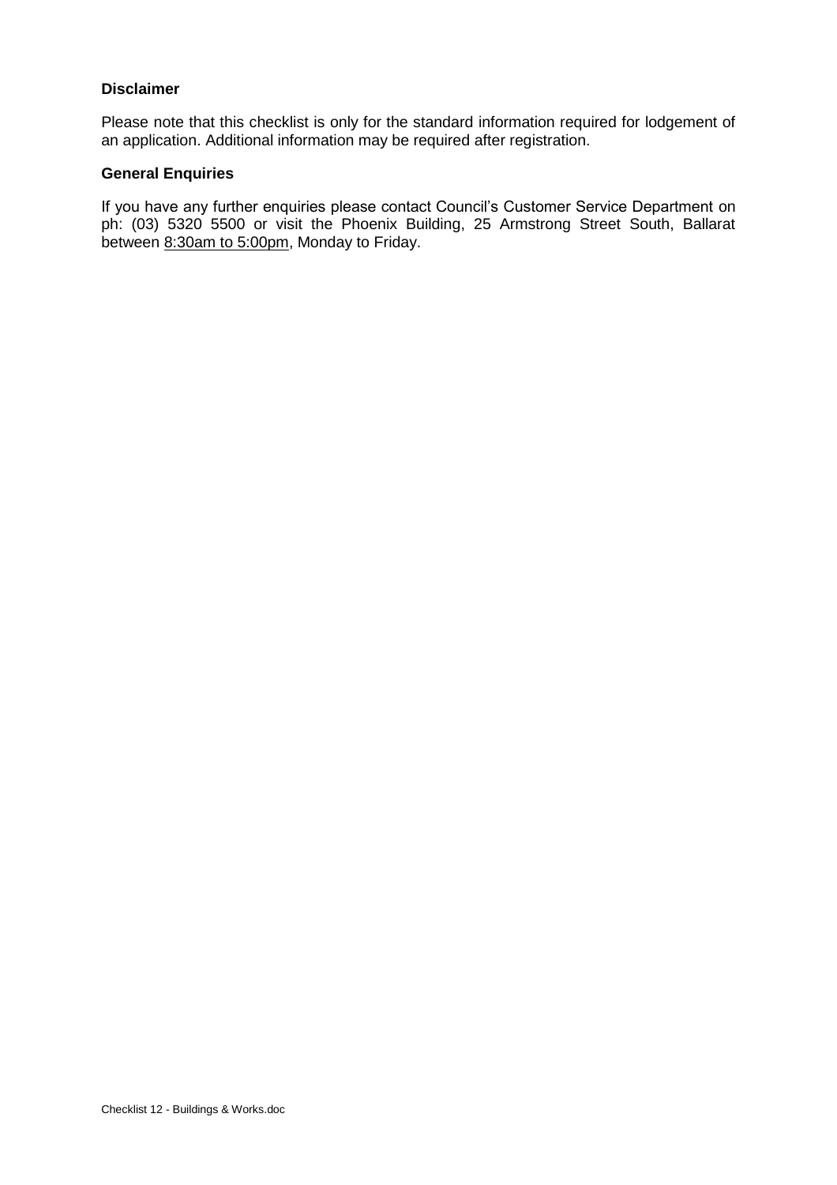**Disclaimer**

Please note that this checklist is only for the standard information required for lodgement of an application. Additional information may be required after registration.

**General Enquiries**

If you have any further enquiries please contact Council's Customer Service Department on ph: (03) 5320 5500 or visit the Phoenix Building, 25 Armstrong Street South, Ballarat between <u>8:30am to 5:00pm</u>, Monday to Friday.